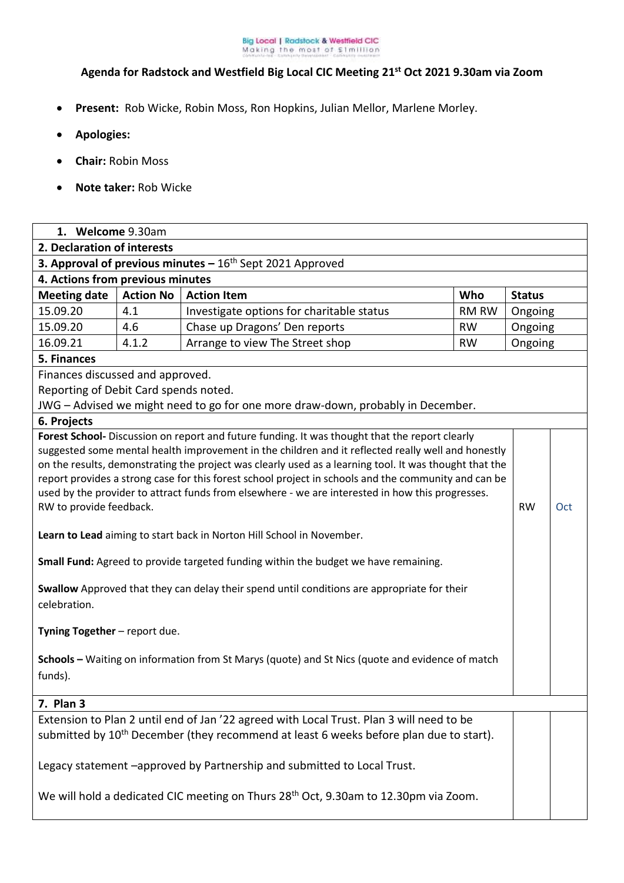Big Local | Radstock & Westfield CIC
Making the most of £1million

## Agenda for Radstock and Westfield Big Local CIC Meeting 21st Oct 2021 9.30am via Zoom

- **Present:** Rob Wicke, Robin Moss, Ron Hopkins, Julian Mellor, Marlene Morley.
- **Apologies:**
- **Chair:** Robin Moss
- **Note taker:** Rob Wicke

| **1. Welcome** 9.30am | | | | |
|---|---|---|---|---|
| **2. Declaration of interests** | | | | |
| **3. Approval of previous minutes –** 16th Sept 2021 Approved | | | | |
| **4. Actions from previous minutes** | | | | |
| **Meeting date** | **Action No** | **Action Item** | **Who** | **Status** |
| 15.09.20 | 4.1 | Investigate options for charitable status | RM RW | Ongoing |
| 15.09.20 | 4.6 | Chase up Dragons' Den reports | RW | Ongoing |
| 16.09.21 | 4.1.2 | Arrange to view The Street shop | RW | Ongoing |

**5. Finances**

Finances discussed and approved.
Reporting of Debit Card spends noted.
JWG – Advised we might need to go for one more draw-down, probably in December.

**6. Projects**

| | | |
|---|---|---|
| **Forest School-** Discussion on report and future funding. It was thought that the report clearly suggested some mental health improvement in the children and it reflected really well and honestly on the results, demonstrating the project was clearly used as a learning tool. It was thought that the report provides a strong case for this forest school project in schools and the community and can be used by the provider to attract funds from elsewhere - we are interested in how this progresses. RW to provide feedback. | RW | Oct |
| **Learn to Lead** aiming to start back in Norton Hill School in November. | | |
| **Small Fund:** Agreed to provide targeted funding within the budget we have remaining. | | |
| **Swallow** Approved that they can delay their spend until conditions are appropriate for their celebration. | | |
| **Tyning Together** – report due. | | |
| **Schools –** Waiting on information from St Marys (quote) and St Nics (quote and evidence of match funds). | | |

**7. Plan 3**

Extension to Plan 2 until end of Jan '22 agreed with Local Trust. Plan 3 will need to be submitted by 10th December (they recommend at least 6 weeks before plan due to start).

Legacy statement –approved by Partnership and submitted to Local Trust.

We will hold a dedicated CIC meeting on Thurs 28th Oct, 9.30am to 12.30pm via Zoom.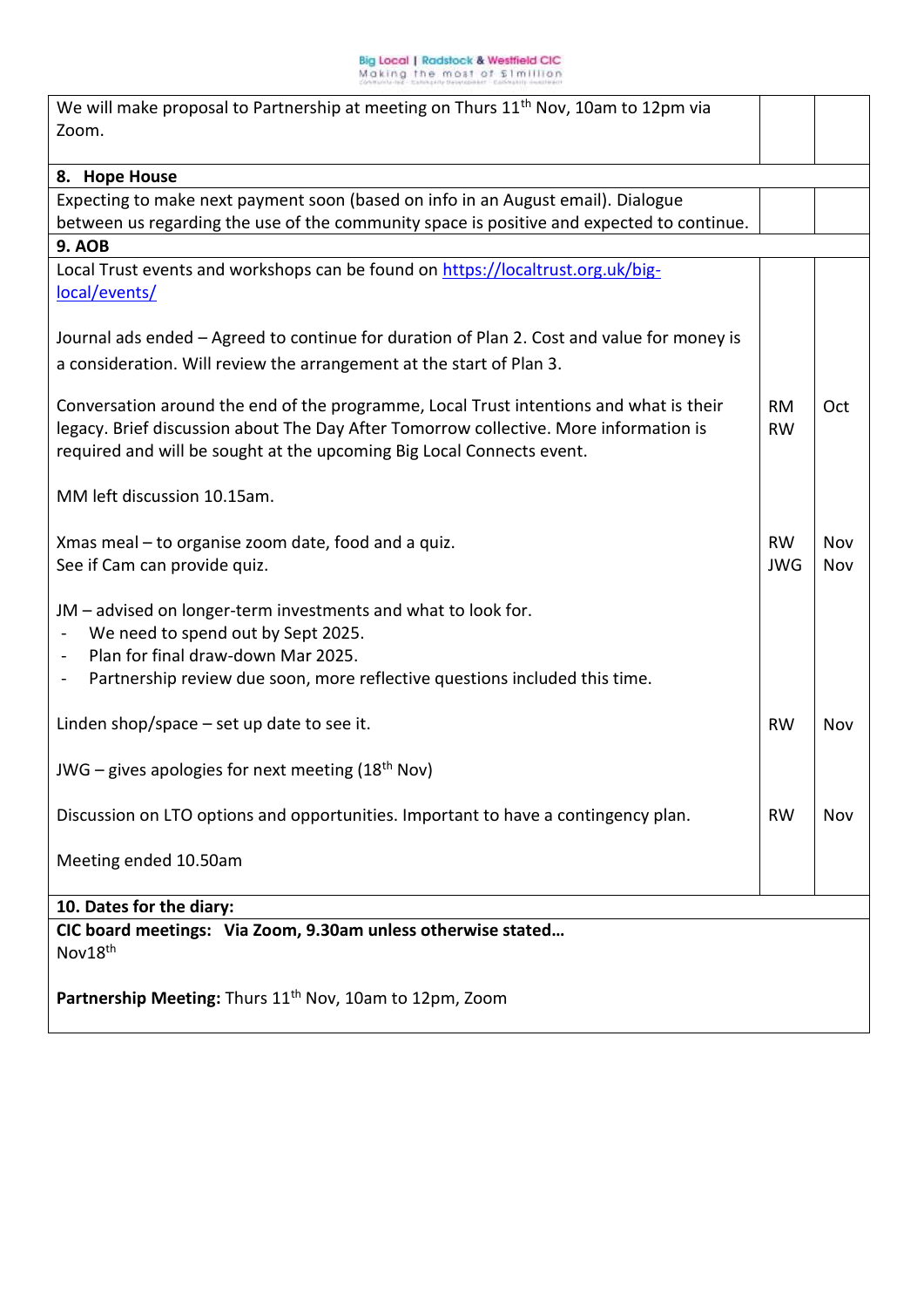| | | |
|---|---|---|
| We will make proposal to Partnership at meeting on Thurs 11th Nov, 10am to 12pm via Zoom. | | |
| **8. Hope House** | | |
| Expecting to make next payment soon (based on info in an August email). Dialogue between us regarding the use of the community space is positive and expected to continue. | | |
| **9. AOB** | | |
| Local Trust events and workshops can be found on [https://localtrust.org.uk/big-local/events/](https://localtrust.org.uk/big-local/events/) | | |
| Journal ads ended – Agreed to continue for duration of Plan 2. Cost and value for money is a consideration. Will review the arrangement at the start of Plan 3. | | |
| Conversation around the end of the programme, Local Trust intentions and what is their legacy. Brief discussion about The Day After Tomorrow collective. More information is required and will be sought at the upcoming Big Local Connects event. | RM<br>RW | Oct |
| MM left discussion 10.15am. | | |
| Xmas meal – to organise zoom date, food and a quiz.<br>See if Cam can provide quiz. | RW<br>JWG | Nov<br>Nov |
| JM – advised on longer-term investments and what to look for.<br>- We need to spend out by Sept 2025.<br>- Plan for final draw-down Mar 2025.<br>- Partnership review due soon, more reflective questions included this time. | | |
| Linden shop/space – set up date to see it. | RW | Nov |
| JWG – gives apologies for next meeting (18th Nov) | | |
| Discussion on LTO options and opportunities. Important to have a contingency plan. | RW | Nov |
| Meeting ended 10.50am | | |
| **10. Dates for the diary:** | | |
| **CIC board meetings: Via Zoom, 9.30am unless otherwise stated…**<br>Nov18th<br><br>**Partnership Meeting:** Thurs 11th Nov, 10am to 12pm, Zoom | | |